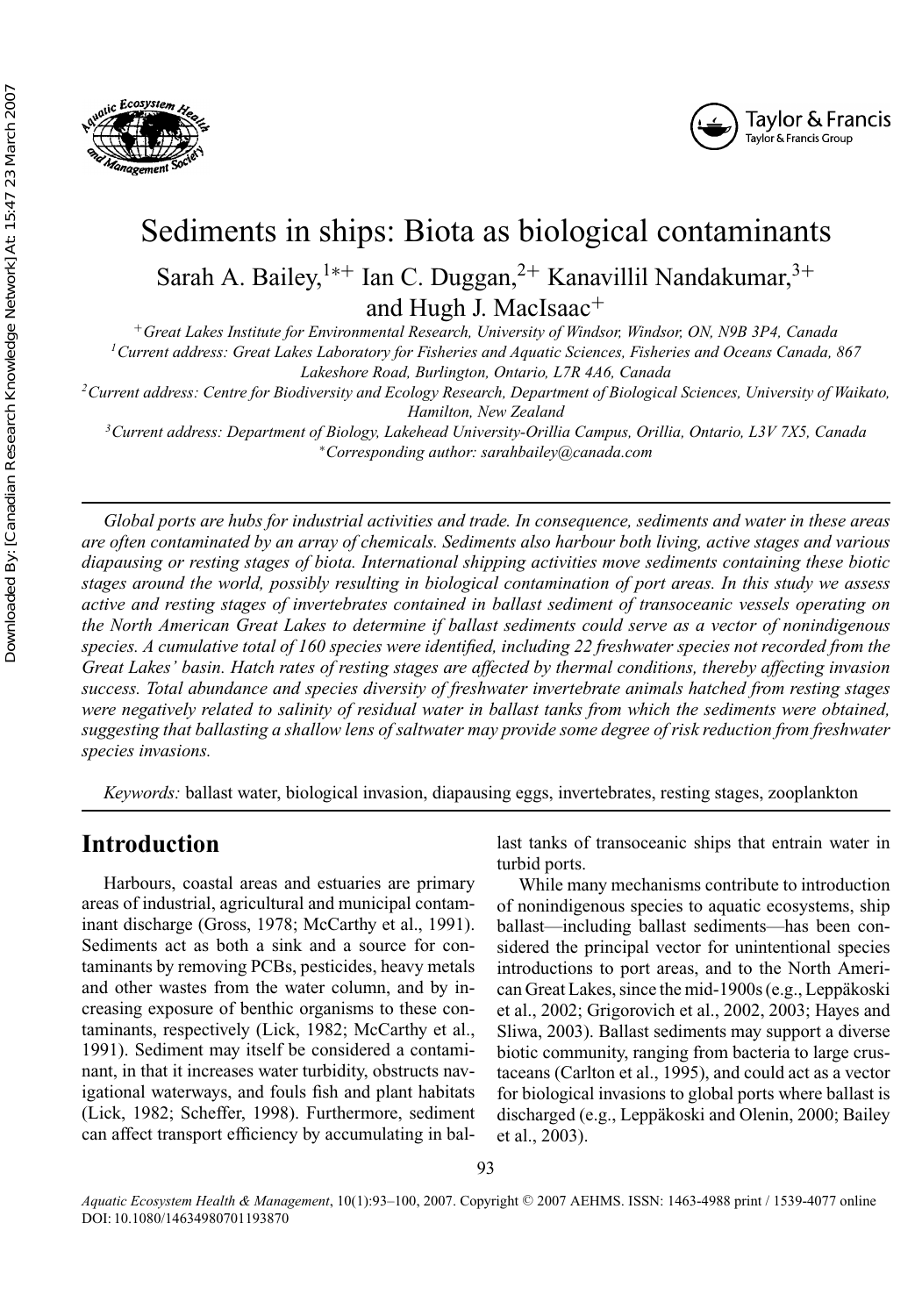# Sediments in ships: Biota as biological contaminants

Sarah A. Bailey,[1*+] Ian C. Duggan,[2+] Kanavillil Nandakumar,[3+] and Hugh J. MacIsaac[+]

[+] *Great Lakes Institute for Environmental Research, University of Windsor, Windsor, ON, N9B 3P4, Canada*

[1] *Current address: Great Lakes Laboratory for Fisheries and Aquatic Sciences, Fisheries and Oceans Canada, 867 Lakeshore Road, Burlington, Ontario, L7R 4A6, Canada*

[2] *Current address: Centre for Biodiversity and Ecology Research, Department of Biological Sciences, University of Waikato, Hamilton, New Zealand*

[3] *Current address: Department of Biology, Lakehead University-Orillia Campus, Orillia, Ontario, L3V 7X5, Canada*

[*] *Corresponding author: sarahbailey@canada.com*

*Global ports are hubs for industrial activities and trade. In consequence, sediments and water in these areas are often contaminated by an array of chemicals. Sediments also harbour both living, active stages and various diapausing or resting stages of biota. International shipping activities move sediments containing these biotic stages around the world, possibly resulting in biological contamination of port areas. In this study we assess active and resting stages of invertebrates contained in ballast sediment of transoceanic vessels operating on the North American Great Lakes to determine if ballast sediments could serve as a vector of nonindigenous species. A cumulative total of 160 species were identified, including 22 freshwater species not recorded from the Great Lakes' basin. Hatch rates of resting stages are affected by thermal conditions, thereby affecting invasion success. Total abundance and species diversity of freshwater invertebrate animals hatched from resting stages were negatively related to salinity of residual water in ballast tanks from which the sediments were obtained, suggesting that ballasting a shallow lens of saltwater may provide some degree of risk reduction from freshwater species invasions.*

*Keywords:* ballast water, biological invasion, diapausing eggs, invertebrates, resting stages, zooplankton

## Introduction

Harbours, coastal areas and estuaries are primary areas of industrial, agricultural and municipal contaminant discharge (Gross, 1978; McCarthy et al., 1991). Sediments act as both a sink and a source for contaminants by removing PCBs, pesticides, heavy metals and other wastes from the water column, and by increasing exposure of benthic organisms to these contaminants, respectively (Lick, 1982; McCarthy et al., 1991). Sediment may itself be considered a contaminant, in that it increases water turbidity, obstructs navigational waterways, and fouls fish and plant habitats (Lick, 1982; Scheffer, 1998). Furthermore, sediment can affect transport efficiency by accumulating in ballast tanks of transoceanic ships that entrain water in turbid ports.

While many mechanisms contribute to introduction of nonindigenous species to aquatic ecosystems, ship ballast—including ballast sediments—has been considered the principal vector for unintentional species introductions to port areas, and to the North American Great Lakes, since the mid-1900s (e.g., Leppäkoski et al., 2002; Grigorovich et al., 2002, 2003; Hayes and Sliwa, 2003). Ballast sediments may support a diverse biotic community, ranging from bacteria to large crustaceans (Carlton et al., 1995), and could act as a vector for biological invasions to global ports where ballast is discharged (e.g., Leppäkoski and Olenin, 2000; Bailey et al., 2003).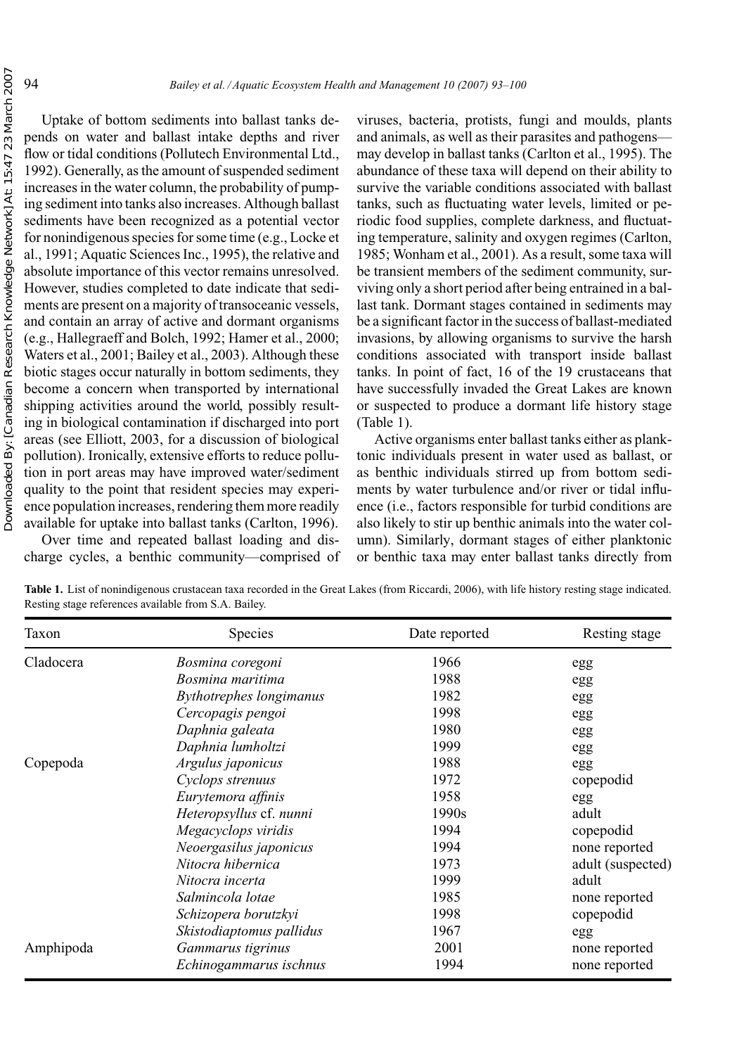Uptake of bottom sediments into ballast tanks depends on water and ballast intake depths and river flow or tidal conditions (Pollutech Environmental Ltd., 1992). Generally, as the amount of suspended sediment increases in the water column, the probability of pumping sediment into tanks also increases. Although ballast sediments have been recognized as a potential vector for nonindigenous species for some time (e.g., Locke et al., 1991; Aquatic Sciences Inc., 1995), the relative and absolute importance of this vector remains unresolved. However, studies completed to date indicate that sediments are present on a majority of transoceanic vessels, and contain an array of active and dormant organisms (e.g., Hallegraeff and Bolch, 1992; Hamer et al., 2000; Waters et al., 2001; Bailey et al., 2003). Although these biotic stages occur naturally in bottom sediments, they become a concern when transported by international shipping activities around the world, possibly resulting in biological contamination if discharged into port areas (see Elliott, 2003, for a discussion of biological pollution). Ironically, extensive efforts to reduce pollution in port areas may have improved water/sediment quality to the point that resident species may experience population increases, rendering them more readily available for uptake into ballast tanks (Carlton, 1996).

Over time and repeated ballast loading and discharge cycles, a benthic community—comprised of viruses, bacteria, protists, fungi and moulds, plants and animals, as well as their parasites and pathogens—may develop in ballast tanks (Carlton et al., 1995). The abundance of these taxa will depend on their ability to survive the variable conditions associated with ballast tanks, such as fluctuating water levels, limited or periodic food supplies, complete darkness, and fluctuating temperature, salinity and oxygen regimes (Carlton, 1985; Wonham et al., 2001). As a result, some taxa will be transient members of the sediment community, surviving only a short period after being entrained in a ballast tank. Dormant stages contained in sediments may be a significant factor in the success of ballast-mediated invasions, by allowing organisms to survive the harsh conditions associated with transport inside ballast tanks. In point of fact, 16 of the 19 crustaceans that have successfully invaded the Great Lakes are known or suspected to produce a dormant life history stage (Table 1).

Active organisms enter ballast tanks either as planktonic individuals present in water used as ballast, or as benthic individuals stirred up from bottom sediments by water turbulence and/or river or tidal influence (i.e., factors responsible for turbid conditions are also likely to stir up benthic animals into the water column). Similarly, dormant stages of either planktonic or benthic taxa may enter ballast tanks directly from

**Table 1.** List of nonindigenous crustacean taxa recorded in the Great Lakes (from Riccardi, 2006), with life history resting stage indicated. Resting stage references available from S.A. Bailey.

| Taxon | Species | Date reported | Resting stage |
|---|---|---|---|
| Cladocera | *Bosmina coregoni* | 1966 | egg |
| | *Bosmina maritima* | 1988 | egg |
| | *Bythotrephes longimanus* | 1982 | egg |
| | *Cercopagis pengoi* | 1998 | egg |
| | *Daphnia galeata* | 1980 | egg |
| | *Daphnia lumholtzi* | 1999 | egg |
| Copepoda | *Argulus japonicus* | 1988 | egg |
| | *Cyclops strenuus* | 1972 | copepodid |
| | *Eurytemora affinis* | 1958 | egg |
| | *Heteropsyllus* cf. *nunni* | 1990s | adult |
| | *Megacyclops viridis* | 1994 | copepodid |
| | *Neoergasilus japonicus* | 1994 | none reported |
| | *Nitocra hibernica* | 1973 | adult (suspected) |
| | *Nitocra incerta* | 1999 | adult |
| | *Salmincola lotae* | 1985 | none reported |
| | *Schizopera borutzkyi* | 1998 | copepodid |
| | *Skistodiaptomus pallidus* | 1967 | egg |
| Amphipoda | *Gammarus tigrinus* | 2001 | none reported |
| | *Echinogammarus ischnus* | 1994 | none reported |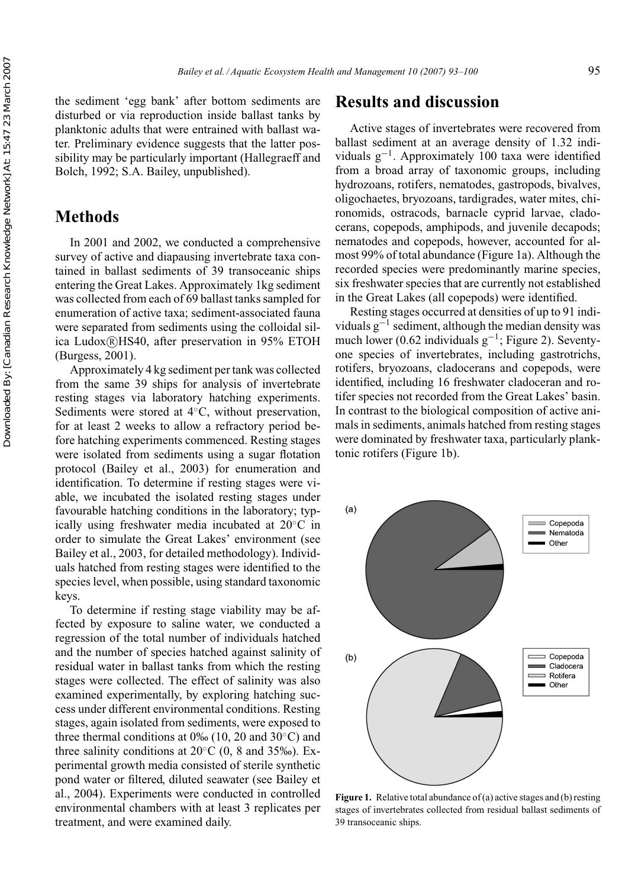the sediment ‘egg bank’ after bottom sediments are disturbed or via reproduction inside ballast tanks by planktonic adults that were entrained with ballast water. Preliminary evidence suggests that the latter possibility may be particularly important (Hallegraeff and Bolch, 1992; S.A. Bailey, unpublished).

## Methods

In 2001 and 2002, we conducted a comprehensive survey of active and diapausing invertebrate taxa contained in ballast sediments of 39 transoceanic ships entering the Great Lakes. Approximately 1kg sediment was collected from each of 69 ballast tanks sampled for enumeration of active taxa; sediment-associated fauna were separated from sediments using the colloidal silica Ludox®HS40, after preservation in 95% ETOH (Burgess, 2001).

Approximately 4 kg sediment per tank was collected from the same 39 ships for analysis of invertebrate resting stages via laboratory hatching experiments. Sediments were stored at 4°C, without preservation, for at least 2 weeks to allow a refractory period before hatching experiments commenced. Resting stages were isolated from sediments using a sugar flotation protocol (Bailey et al., 2003) for enumeration and identification. To determine if resting stages were viable, we incubated the isolated resting stages under favourable hatching conditions in the laboratory; typically using freshwater media incubated at 20°C in order to simulate the Great Lakes’ environment (see Bailey et al., 2003, for detailed methodology). Individuals hatched from resting stages were identified to the species level, when possible, using standard taxonomic keys.

To determine if resting stage viability may be affected by exposure to saline water, we conducted a regression of the total number of individuals hatched and the number of species hatched against salinity of residual water in ballast tanks from which the resting stages were collected. The effect of salinity was also examined experimentally, by exploring hatching success under different environmental conditions. Resting stages, again isolated from sediments, were exposed to three thermal conditions at 0‰ (10, 20 and 30°C) and three salinity conditions at 20°C (0, 8 and 35‰). Experimental growth media consisted of sterile synthetic pond water or filtered, diluted seawater (see Bailey et al., 2004). Experiments were conducted in controlled environmental chambers with at least 3 replicates per treatment, and were examined daily.

## Results and discussion

Active stages of invertebrates were recovered from ballast sediment at an average density of 1.32 individuals $g^{-1}$. Approximately 100 taxa were identified from a broad array of taxonomic groups, including hydrozoans, rotifers, nematodes, gastropods, bivalves, oligochaetes, bryozoans, tardigrades, water mites, chironomids, ostracods, barnacle cyprid larvae, cladocerans, copepods, amphipods, and juvenile decapods; nematodes and copepods, however, accounted for almost 99% of total abundance (Figure 1a). Although the recorded species were predominantly marine species, six freshwater species that are currently not established in the Great Lakes (all copepods) were identified.

Resting stages occurred at densities of up to 91 individuals $g^{-1}$ sediment, although the median density was much lower (0.62 individuals $g^{-1}$; Figure 2). Seventy-one species of invertebrates, including gastrotrichs, rotifers, bryozoans, cladocerans and copepods, were identified, including 16 freshwater cladoceran and rotifer species not recorded from the Great Lakes’ basin. In contrast to the biological composition of active animals in sediments, animals hatched from resting stages were dominated by freshwater taxa, particularly planktonic rotifers (Figure 1b).

**Figure 1.** Relative total abundance of (a) active stages and (b) resting stages of invertebrates collected from residual ballast sediments of 39 transoceanic ships.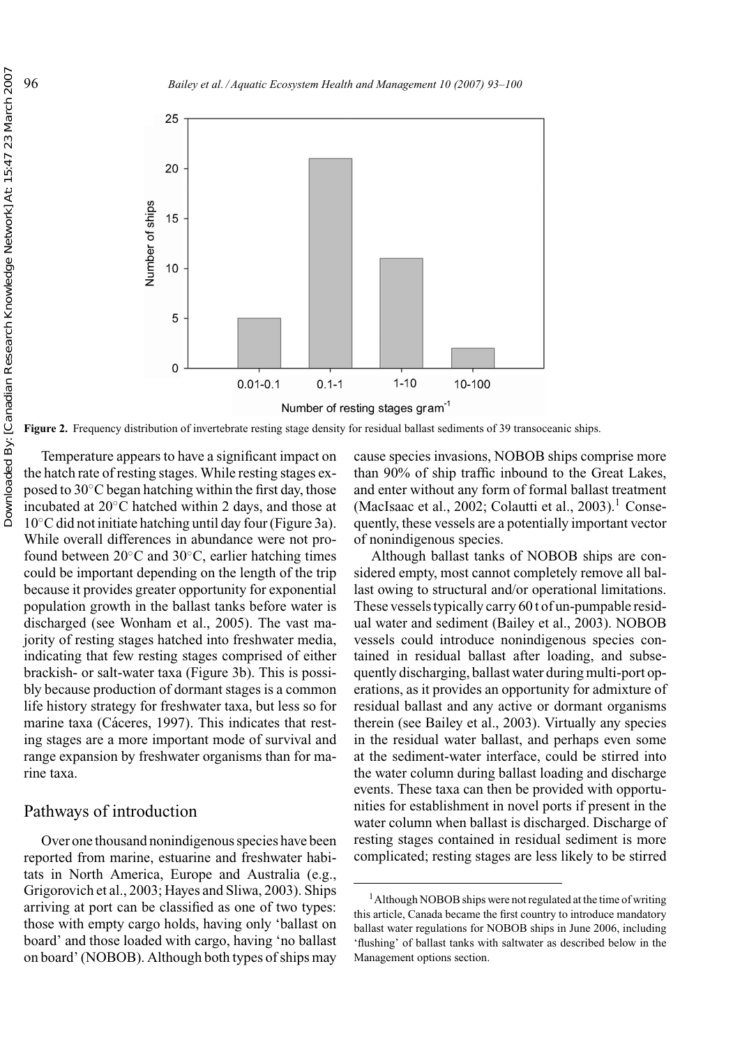**Figure 2.** Frequency distribution of invertebrate resting stage density for residual ballast sediments of 39 transoceanic ships.

Temperature appears to have a significant impact on the hatch rate of resting stages. While resting stages exposed to 30°C began hatching within the first day, those incubated at 20°C hatched within 2 days, and those at 10°C did not initiate hatching until day four (Figure 3a). While overall differences in abundance were not profound between 20°C and 30°C, earlier hatching times could be important depending on the length of the trip because it provides greater opportunity for exponential population growth in the ballast tanks before water is discharged (see Wonham et al., 2005). The vast majority of resting stages hatched into freshwater media, indicating that few resting stages comprised of either brackish- or salt-water taxa (Figure 3b). This is possibly because production of dormant stages is a common life history strategy for freshwater taxa, but less so for marine taxa (Cáceres, 1997). This indicates that resting stages are a more important mode of survival and range expansion by freshwater organisms than for marine taxa.

## Pathways of introduction

Over one thousand nonindigenous species have been reported from marine, estuarine and freshwater habitats in North America, Europe and Australia (e.g., Grigorovich et al., 2003; Hayes and Sliwa, 2003). Ships arriving at port can be classified as one of two types: those with empty cargo holds, having only 'ballast on board' and those loaded with cargo, having 'no ballast on board' (NOBOB). Although both types of ships may cause species invasions, NOBOB ships comprise more than 90% of ship traffic inbound to the Great Lakes, and enter without any form of formal ballast treatment (MacIsaac et al., 2002; Colautti et al., 2003).[1] Consequently, these vessels are a potentially important vector of nonindigenous species.

Although ballast tanks of NOBOB ships are considered empty, most cannot completely remove all ballast owing to structural and/or operational limitations. These vessels typically carry 60 t of un-pumpable residual water and sediment (Bailey et al., 2003). NOBOB vessels could introduce nonindigenous species contained in residual ballast after loading, and subsequently discharging, ballast water during multi-port operations, as it provides an opportunity for admixture of residual ballast and any active or dormant organisms therein (see Bailey et al., 2003). Virtually any species in the residual water ballast, and perhaps even some at the sediment-water interface, could be stirred into the water column during ballast loading and discharge events. These taxa can then be provided with opportunities for establishment in novel ports if present in the water column when ballast is discharged. Discharge of resting stages contained in residual sediment is more complicated; resting stages are less likely to be stirred

[1] Although NOBOB ships were not regulated at the time of writing this article, Canada became the first country to introduce mandatory ballast water regulations for NOBOB ships in June 2006, including 'flushing' of ballast tanks with saltwater as described below in the Management options section.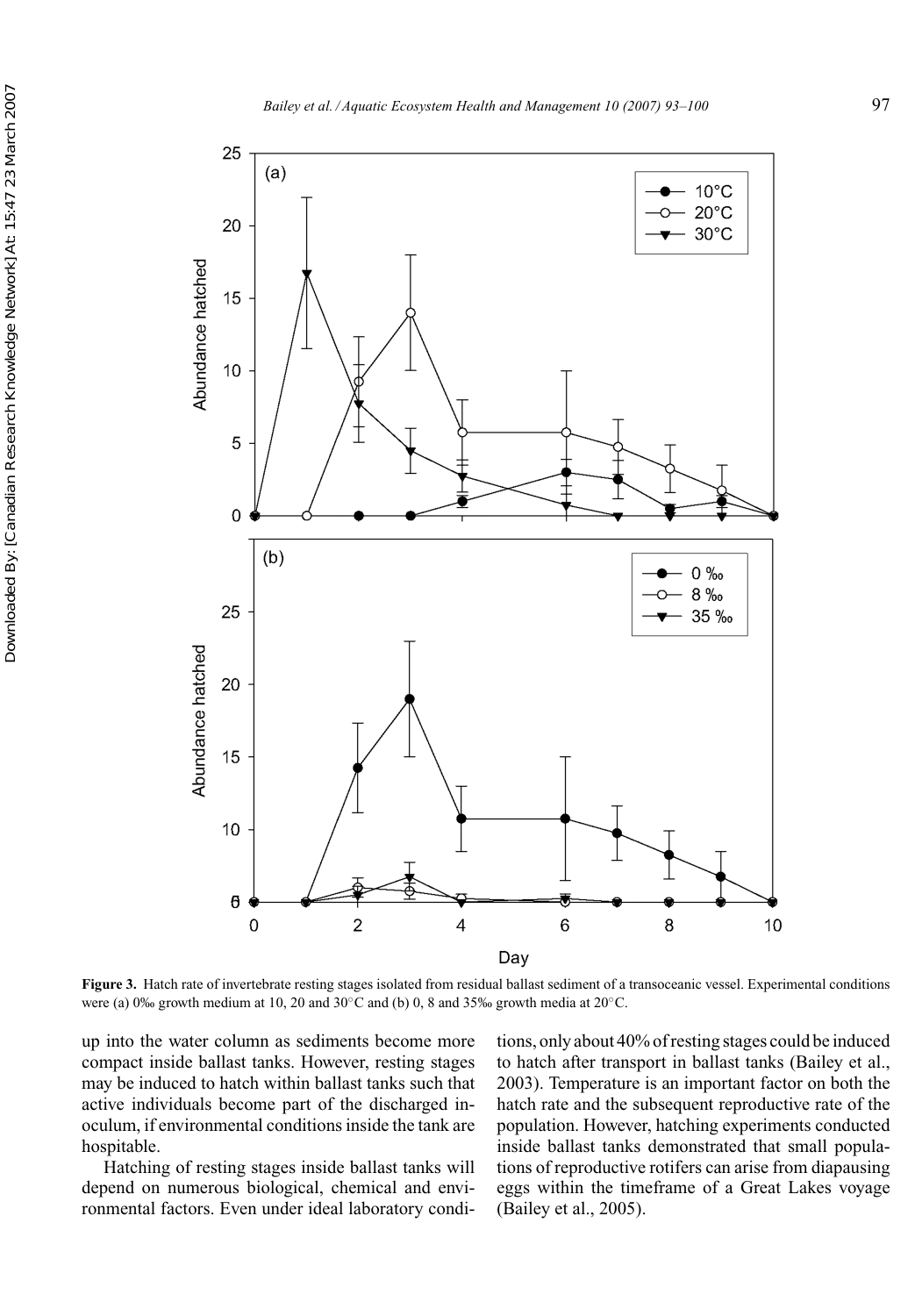**Figure 3.** Hatch rate of invertebrate resting stages isolated from residual ballast sediment of a transoceanic vessel. Experimental conditions were (a) 0‰ growth medium at 10, 20 and 30°C and (b) 0, 8 and 35‰ growth media at 20°C.

up into the water column as sediments become more compact inside ballast tanks. However, resting stages may be induced to hatch within ballast tanks such that active individuals become part of the discharged inoculum, if environmental conditions inside the tank are hospitable.

Hatching of resting stages inside ballast tanks will depend on numerous biological, chemical and environmental factors. Even under ideal laboratory conditions, only about 40% of resting stages could be induced to hatch after transport in ballast tanks (Bailey et al., 2003). Temperature is an important factor on both the hatch rate and the subsequent reproductive rate of the population. However, hatching experiments conducted inside ballast tanks demonstrated that small populations of reproductive rotifers can arise from diapausing eggs within the timeframe of a Great Lakes voyage (Bailey et al., 2005).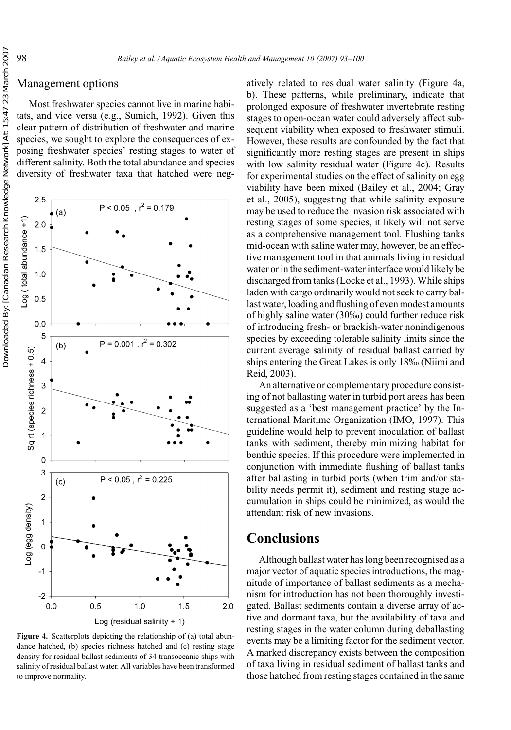## Management options

Most freshwater species cannot live in marine habitats, and vice versa (e.g., Sumich, 1992). Given this clear pattern of distribution of freshwater and marine species, we sought to explore the consequences of exposing freshwater species' resting stages to water of different salinity. Both the total abundance and species diversity of freshwater taxa that hatched were negatively related to residual water salinity (Figure 4a, b). These patterns, while preliminary, indicate that prolonged exposure of freshwater invertebrate resting stages to open-ocean water could adversely affect subsequent viability when exposed to freshwater stimuli. However, these results are confounded by the fact that significantly more resting stages are present in ships with low salinity residual water (Figure 4c). Results for experimental studies on the effect of salinity on egg viability have been mixed (Bailey et al., 2004; Gray et al., 2005), suggesting that while salinity exposure may be used to reduce the invasion risk associated with resting stages of some species, it likely will not serve as a comprehensive management tool. Flushing tanks mid-ocean with saline water may, however, be an effective management tool in that animals living in residual water or in the sediment-water interface would likely be discharged from tanks (Locke et al., 1993). While ships laden with cargo ordinarily would not seek to carry ballast water, loading and flushing of even modest amounts of highly saline water (30‰) could further reduce risk of introducing fresh- or brackish-water nonindigenous species by exceeding tolerable salinity limits since the current average salinity of residual ballast carried by ships entering the Great Lakes is only 18‰ (Niimi and Reid, 2003).

An alternative or complementary procedure consisting of not ballasting water in turbid port areas has been suggested as a 'best management practice' by the International Maritime Organization (IMO, 1997). This guideline would help to prevent inoculation of ballast tanks with sediment, thereby minimizing habitat for benthic species. If this procedure were implemented in conjunction with immediate flushing of ballast tanks after ballasting in turbid ports (when trim and/or stability needs permit it), sediment and resting stage accumulation in ships could be minimized, as would the attendant risk of new invasions.

**Figure 4.** Scatterplots depicting the relationship of (a) total abundance hatched, (b) species richness hatched and (c) resting stage density for residual ballast sediments of 34 transoceanic ships with salinity of residual ballast water. All variables have been transformed to improve normality.

# Conclusions

Although ballast water has long been recognised as a major vector of aquatic species introductions, the magnitude of importance of ballast sediments as a mechanism for introduction has not been thoroughly investigated. Ballast sediments contain a diverse array of active and dormant taxa, but the availability of taxa and resting stages in the water column during deballasting events may be a limiting factor for the sediment vector. A marked discrepancy exists between the composition of taxa living in residual sediment of ballast tanks and those hatched from resting stages contained in the same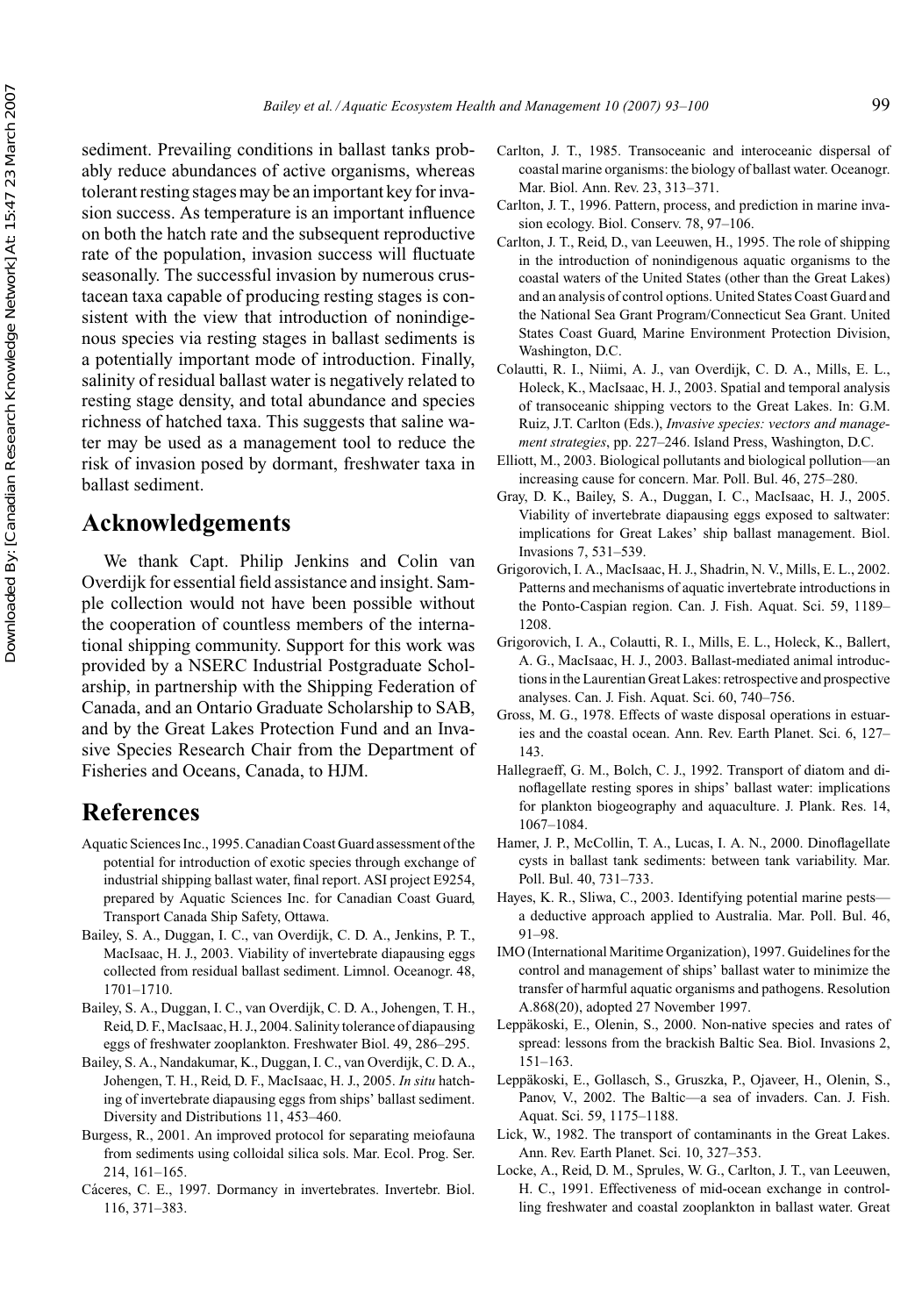sediment. Prevailing conditions in ballast tanks probably reduce abundances of active organisms, whereas tolerant resting stages may be an important key for invasion success. As temperature is an important influence on both the hatch rate and the subsequent reproductive rate of the population, invasion success will fluctuate seasonally. The successful invasion by numerous crustacean taxa capable of producing resting stages is consistent with the view that introduction of nonindigenous species via resting stages in ballast sediments is a potentially important mode of introduction. Finally, salinity of residual ballast water is negatively related to resting stage density, and total abundance and species richness of hatched taxa. This suggests that saline water may be used as a management tool to reduce the risk of invasion posed by dormant, freshwater taxa in ballast sediment.

## Acknowledgements

We thank Capt. Philip Jenkins and Colin van Overdijk for essential field assistance and insight. Sample collection would not have been possible without the cooperation of countless members of the international shipping community. Support for this work was provided by a NSERC Industrial Postgraduate Scholarship, in partnership with the Shipping Federation of Canada, and an Ontario Graduate Scholarship to SAB, and by the Great Lakes Protection Fund and an Invasive Species Research Chair from the Department of Fisheries and Oceans, Canada, to HJM.

## References

Aquatic Sciences Inc., 1995. Canadian Coast Guard assessment of the potential for introduction of exotic species through exchange of industrial shipping ballast water, final report. ASI project E9254, prepared by Aquatic Sciences Inc. for Canadian Coast Guard, Transport Canada Ship Safety, Ottawa.

Bailey, S. A., Duggan, I. C., van Overdijk, C. D. A., Jenkins, P. T., MacIsaac, H. J., 2003. Viability of invertebrate diapausing eggs collected from residual ballast sediment. Limnol. Oceanogr. 48, 1701–1710.

Bailey, S. A., Duggan, I. C., van Overdijk, C. D. A., Johengen, T. H., Reid, D. F., MacIsaac, H. J., 2004. Salinity tolerance of diapausing eggs of freshwater zooplankton. Freshwater Biol. 49, 286–295.

Bailey, S. A., Nandakumar, K., Duggan, I. C., van Overdijk, C. D. A., Johengen, T. H., Reid, D. F., MacIsaac, H. J., 2005. *In situ* hatching of invertebrate diapausing eggs from ships' ballast sediment. Diversity and Distributions 11, 453–460.

Burgess, R., 2001. An improved protocol for separating meiofauna from sediments using colloidal silica sols. Mar. Ecol. Prog. Ser. 214, 161–165.

Cáceres, C. E., 1997. Dormancy in invertebrates. Invertebr. Biol. 116, 371–383.

Carlton, J. T., 1985. Transoceanic and interoceanic dispersal of coastal marine organisms: the biology of ballast water. Oceanogr. Mar. Biol. Ann. Rev. 23, 313–371.

Carlton, J. T., 1996. Pattern, process, and prediction in marine invasion ecology. Biol. Conserv. 78, 97–106.

Carlton, J. T., Reid, D., van Leeuwen, H., 1995. The role of shipping in the introduction of nonindigenous aquatic organisms to the coastal waters of the United States (other than the Great Lakes) and an analysis of control options. United States Coast Guard and the National Sea Grant Program/Connecticut Sea Grant. United States Coast Guard, Marine Environment Protection Division, Washington, D.C.

Colautti, R. I., Niimi, A. J., van Overdijk, C. D. A., Mills, E. L., Holeck, K., MacIsaac, H. J., 2003. Spatial and temporal analysis of transoceanic shipping vectors to the Great Lakes. In: G.M. Ruiz, J.T. Carlton (Eds.), *Invasive species: vectors and management strategies*, pp. 227–246. Island Press, Washington, D.C.

Elliott, M., 2003. Biological pollutants and biological pollution—an increasing cause for concern. Mar. Poll. Bul. 46, 275–280.

Gray, D. K., Bailey, S. A., Duggan, I. C., MacIsaac, H. J., 2005. Viability of invertebrate diapausing eggs exposed to saltwater: implications for Great Lakes' ship ballast management. Biol. Invasions 7, 531–539.

Grigorovich, I. A., MacIsaac, H. J., Shadrin, N. V., Mills, E. L., 2002. Patterns and mechanisms of aquatic invertebrate introductions in the Ponto-Caspian region. Can. J. Fish. Aquat. Sci. 59, 1189–1208.

Grigorovich, I. A., Colautti, R. I., Mills, E. L., Holeck, K., Ballert, A. G., MacIsaac, H. J., 2003. Ballast-mediated animal introductions in the Laurentian Great Lakes: retrospective and prospective analyses. Can. J. Fish. Aquat. Sci. 60, 740–756.

Gross, M. G., 1978. Effects of waste disposal operations in estuaries and the coastal ocean. Ann. Rev. Earth Planet. Sci. 6, 127–143.

Hallegraeff, G. M., Bolch, C. J., 1992. Transport of diatom and dinoflagellate resting spores in ships' ballast water: implications for plankton biogeography and aquaculture. J. Plank. Res. 14, 1067–1084.

Hamer, J. P., McCollin, T. A., Lucas, I. A. N., 2000. Dinoflagellate cysts in ballast tank sediments: between tank variability. Mar. Poll. Bul. 40, 731–733.

Hayes, K. R., Sliwa, C., 2003. Identifying potential marine pests—a deductive approach applied to Australia. Mar. Poll. Bul. 46, 91–98.

IMO (International Maritime Organization), 1997. Guidelines for the control and management of ships' ballast water to minimize the transfer of harmful aquatic organisms and pathogens. Resolution A.868(20), adopted 27 November 1997.

Leppäkoski, E., Olenin, S., 2000. Non-native species and rates of spread: lessons from the brackish Baltic Sea. Biol. Invasions 2, 151–163.

Leppäkoski, E., Gollasch, S., Gruszka, P., Ojaveer, H., Olenin, S., Panov, V., 2002. The Baltic—a sea of invaders. Can. J. Fish. Aquat. Sci. 59, 1175–1188.

Lick, W., 1982. The transport of contaminants in the Great Lakes. Ann. Rev. Earth Planet. Sci. 10, 327–353.

Locke, A., Reid, D. M., Sprules, W. G., Carlton, J. T., van Leeuwen, H. C., 1991. Effectiveness of mid-ocean exchange in controlling freshwater and coastal zooplankton in ballast water. Great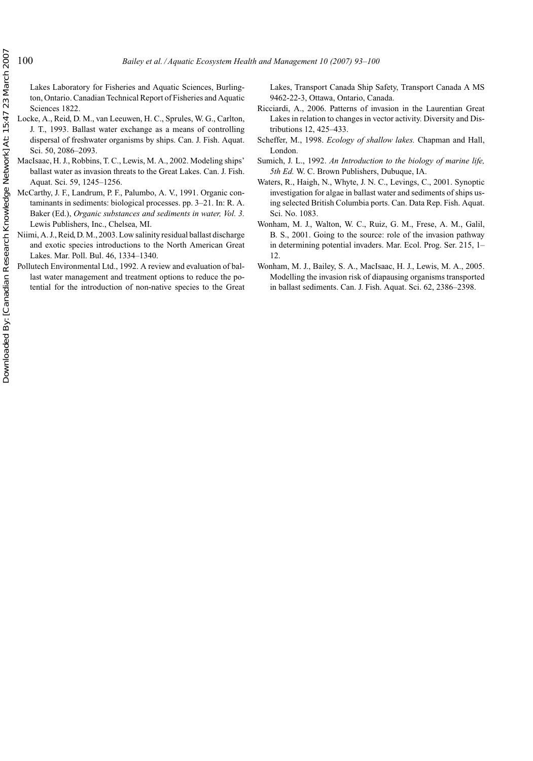Lakes Laboratory for Fisheries and Aquatic Sciences, Burlington, Ontario. Canadian Technical Report of Fisheries and Aquatic Sciences 1822.

Locke, A., Reid, D. M., van Leeuwen, H. C., Sprules, W. G., Carlton, J. T., 1993. Ballast water exchange as a means of controlling dispersal of freshwater organisms by ships. Can. J. Fish. Aquat. Sci. 50, 2086–2093.

MacIsaac, H. J., Robbins, T. C., Lewis, M. A., 2002. Modeling ships' ballast water as invasion threats to the Great Lakes. Can. J. Fish. Aquat. Sci. 59, 1245–1256.

McCarthy, J. F., Landrum, P. F., Palumbo, A. V., 1991. Organic contaminants in sediments: biological processes. pp. 3–21. In: R. A. Baker (Ed.), *Organic substances and sediments in water, Vol. 3.* Lewis Publishers, Inc., Chelsea, MI.

Niimi, A. J., Reid, D. M., 2003. Low salinity residual ballast discharge and exotic species introductions to the North American Great Lakes. Mar. Poll. Bul. 46, 1334–1340.

Pollutech Environmental Ltd., 1992. A review and evaluation of ballast water management and treatment options to reduce the potential for the introduction of non-native species to the Great Lakes, Transport Canada Ship Safety, Transport Canada A MS 9462-22-3, Ottawa, Ontario, Canada.

Ricciardi, A., 2006. Patterns of invasion in the Laurentian Great Lakes in relation to changes in vector activity. Diversity and Distributions 12, 425–433.

Scheffer, M., 1998. *Ecology of shallow lakes.* Chapman and Hall, London.

Sumich, J. L., 1992. *An Introduction to the biology of marine life, 5th Ed.* W. C. Brown Publishers, Dubuque, IA.

Waters, R., Haigh, N., Whyte, J. N. C., Levings, C., 2001. Synoptic investigation for algae in ballast water and sediments of ships using selected British Columbia ports. Can. Data Rep. Fish. Aquat. Sci. No. 1083.

Wonham, M. J., Walton, W. C., Ruiz, G. M., Frese, A. M., Galil, B. S., 2001. Going to the source: role of the invasion pathway in determining potential invaders. Mar. Ecol. Prog. Ser. 215, 1–12.

Wonham, M. J., Bailey, S. A., MacIsaac, H. J., Lewis, M. A., 2005. Modelling the invasion risk of diapausing organisms transported in ballast sediments. Can. J. Fish. Aquat. Sci. 62, 2386–2398.